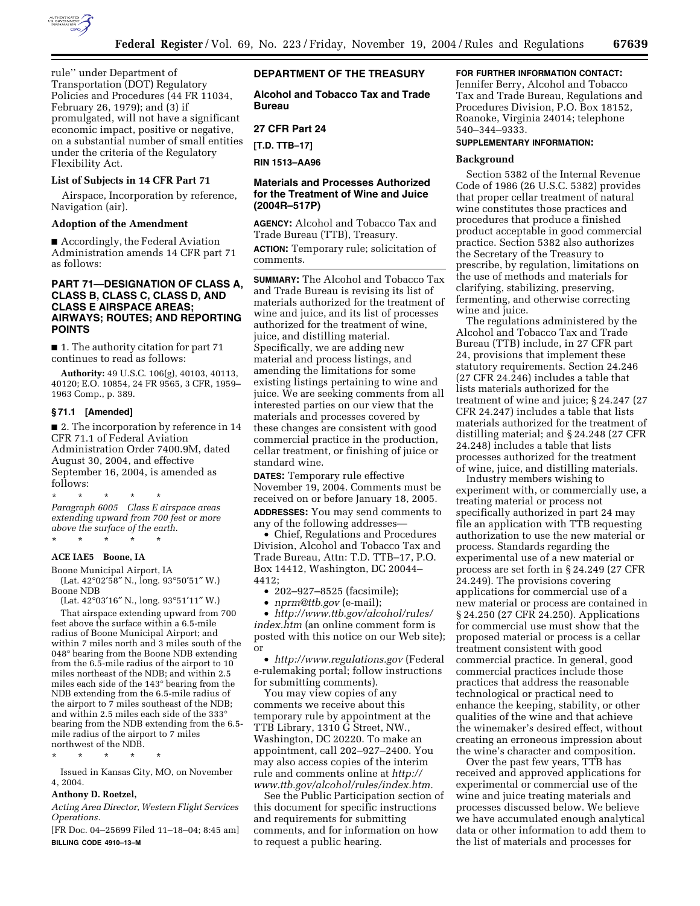rule'' under Department of Transportation (DOT) Regulatory Policies and Procedures (44 FR 11034, February 26, 1979); and (3) if promulgated, will not have a significant economic impact, positive or negative, on a substantial number of small entities under the criteria of the Regulatory Flexibility Act.

### List of Subjects in 14 CFR Part 71

Airspace, Incorporation by reference, Navigation (air).

### Adoption of the Amendment

■ Accordingly, the Federal Aviation Administration amends 14 CFR part 71 as follows:

## PART 71—DESIGNATION OF CLASS A, CLASS B, CLASS C, CLASS D, AND CLASS E AIRSPACE AREAS; AIRWAYS; ROUTES; AND REPORTING POINTS

■ 1. The authority citation for part 71 continues to read as follows:

**Authority:** 49 U.S.C. 106(g), 40103, 40113, 40120; E.O. 10854, 24 FR 9565, 3 CFR, 1959–1963 Comp., p. 389.

### § 71.1 [Amended]

■ 2. The incorporation by reference in 14 CFR 71.1 of Federal Aviation Administration Order 7400.9M, dated August 30, 2004, and effective September 16, 2004, is amended as follows:

\* \* \* \* \*

*Paragraph 6005 Class E airspace areas extending upward from 700 feet or more above the surface of the earth.*

\* \* \* \* \*

**ACE IA E5 Boone, IA**

Boone Municipal Airport, IA
(Lat. 42°02′58″ N., long. 93°50′51″ W.)
Boone NDB
(Lat. 42°03′16″ N., long. 93°51′11″ W.)

That airspace extending upward from 700 feet above the surface within a 6.5-mile radius of Boone Municipal Airport; and within 7 miles north and 3 miles south of the 048° bearing from the Boone NDB extending from the 6.5-mile radius of the airport to 10 miles northeast of the NDB; and within 2.5 miles each side of the 143° bearing from the NDB extending from the 6.5-mile radius of the airport to 7 miles southeast of the NDB; and within 2.5 miles each side of the 333° bearing from the NDB extending from the 6.5-mile radius of the airport to 7 miles northwest of the NDB.

\* \* \* \* \*

Issued in Kansas City, MO, on November 4, 2004.

**Anthony D. Roetzel,**

*Acting Area Director, Western Flight Services Operations.*

[FR Doc. 04–25699 Filed 11–18–04; 8:45 am]

**BILLING CODE 4910–13–M**

## DEPARTMENT OF THE TREASURY

### Alcohol and Tobacco Tax and Trade Bureau

### 27 CFR Part 24

**[T.D. TTB–17]**

**RIN 1513–AA96**

### Materials and Processes Authorized for the Treatment of Wine and Juice (2004R–517P)

**AGENCY:** Alcohol and Tobacco Tax and Trade Bureau (TTB), Treasury.

**ACTION:** Temporary rule; solicitation of comments.

**SUMMARY:** The Alcohol and Tobacco Tax and Trade Bureau is revising its list of materials authorized for the treatment of wine and juice, and its list of processes authorized for the treatment of wine, juice, and distilling material. Specifically, we are adding new material and process listings, and amending the limitations for some existing listings pertaining to wine and juice. We are seeking comments from all interested parties on our view that the materials and processes covered by these changes are consistent with good commercial practice in the production, cellar treatment, or finishing of juice or standard wine.

**DATES:** Temporary rule effective November 19, 2004. Comments must be received on or before January 18, 2005.

**ADDRESSES:** You may send comments to any of the following addresses—

- Chief, Regulations and Procedures Division, Alcohol and Tobacco Tax and Trade Bureau, Attn: T.D. TTB–17, P.O. Box 14412, Washington, DC 20044–4412;
- 202–927–8525 (facsimile);
- *nprm@ttb.gov* (e-mail);
- *http://www.ttb.gov/alcohol/rules/index.htm* (an online comment form is posted with this notice on our Web site); or
- *http://www.regulations.gov* (Federal e-rulemaking portal; follow instructions for submitting comments).

You may view copies of any comments we receive about this temporary rule by appointment at the TTB Library, 1310 G Street, NW., Washington, DC 20220. To make an appointment, call 202–927–2400. You may also access copies of the interim rule and comments online at *http://www.ttb.gov/alcohol/rules/index.htm.*

See the Public Participation section of this document for specific instructions and requirements for submitting comments, and for information on how to request a public hearing.

**FOR FURTHER INFORMATION CONTACT:** Jennifer Berry, Alcohol and Tobacco Tax and Trade Bureau, Regulations and Procedures Division, P.O. Box 18152, Roanoke, Virginia 24014; telephone 540–344–9333.

**SUPPLEMENTARY INFORMATION:**

### Background

Section 5382 of the Internal Revenue Code of 1986 (26 U.S.C. 5382) provides that proper cellar treatment of natural wine constitutes those practices and procedures that produce a finished product acceptable in good commercial practice. Section 5382 also authorizes the Secretary of the Treasury to prescribe, by regulation, limitations on the use of methods and materials for clarifying, stabilizing, preserving, fermenting, and otherwise correcting wine and juice.

The regulations administered by the Alcohol and Tobacco Tax and Trade Bureau (TTB) include, in 27 CFR part 24, provisions that implement these statutory requirements. Section 24.246 (27 CFR 24.246) includes a table that lists materials authorized for the treatment of wine and juice; § 24.247 (27 CFR 24.247) includes a table that lists materials authorized for the treatment of distilling material; and § 24.248 (27 CFR 24.248) includes a table that lists processes authorized for the treatment of wine, juice, and distilling materials.

Industry members wishing to experiment with, or commercially use, a treating material or process not specifically authorized in part 24 may file an application with TTB requesting authorization to use the new material or process. Standards regarding the experimental use of a new material or process are set forth in § 24.249 (27 CFR 24.249). The provisions covering applications for commercial use of a new material or process are contained in § 24.250 (27 CFR 24.250). Applications for commercial use must show that the proposed material or process is a cellar treatment consistent with good commercial practice. In general, good commercial practices include those practices that address the reasonable technological or practical need to enhance the keeping, stability, or other qualities of the wine and that achieve the winemaker's desired effect, without creating an erroneous impression about the wine's character and composition.

Over the past few years, TTB has received and approved applications for experimental or commercial use of the wine and juice treating materials and processes discussed below. We believe we have accumulated enough analytical data or other information to add them to the list of materials and processes for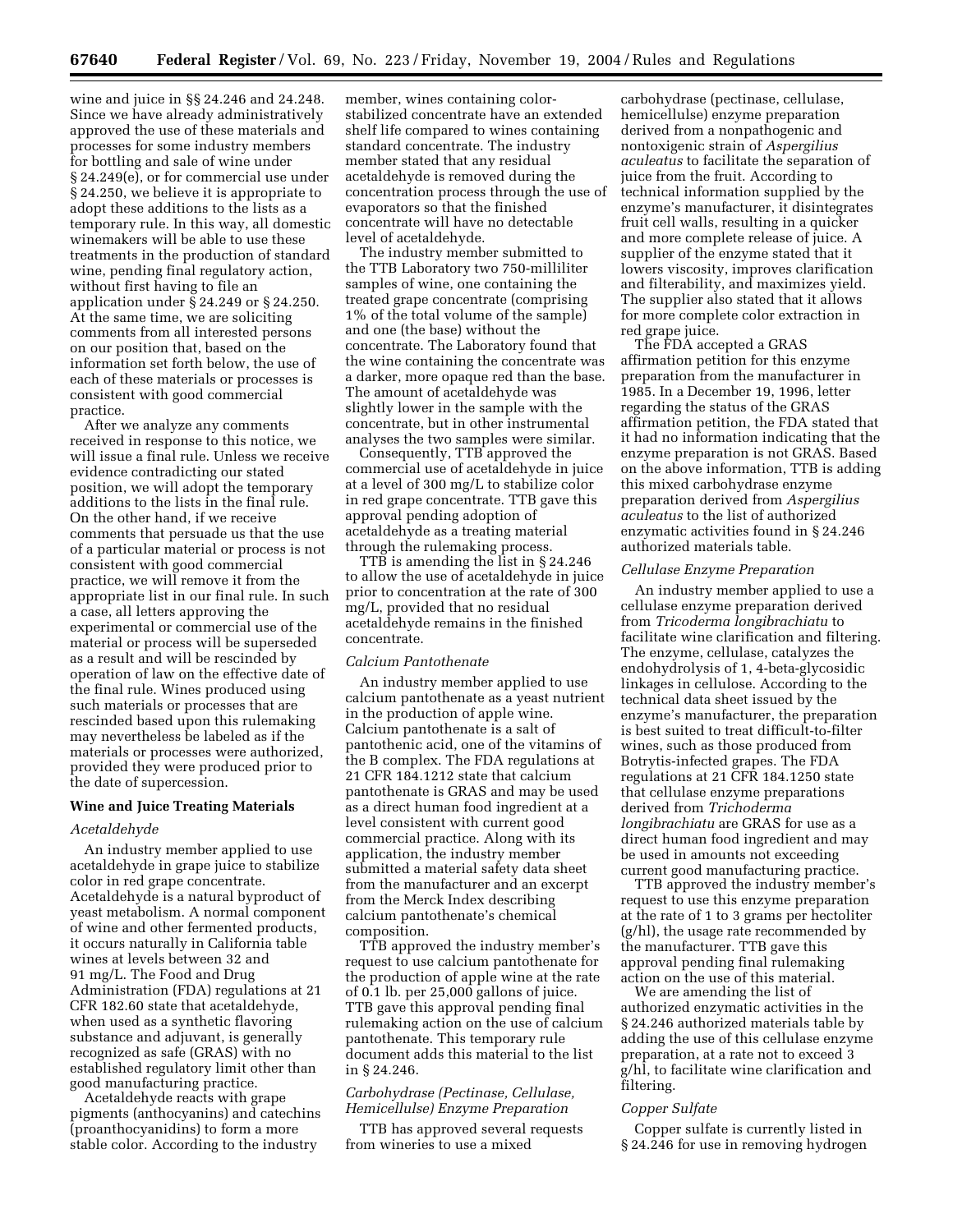wine and juice in §§ 24.246 and 24.248. Since we have already administratively approved the use of these materials and processes for some industry members for bottling and sale of wine under § 24.249(e), or for commercial use under § 24.250, we believe it is appropriate to adopt these additions to the lists as a temporary rule. In this way, all domestic winemakers will be able to use these treatments in the production of standard wine, pending final regulatory action, without first having to file an application under § 24.249 or § 24.250. At the same time, we are soliciting comments from all interested persons on our position that, based on the information set forth below, the use of each of these materials or processes is consistent with good commercial practice.

After we analyze any comments received in response to this notice, we will issue a final rule. Unless we receive evidence contradicting our stated position, we will adopt the temporary additions to the lists in the final rule. On the other hand, if we receive comments that persuade us that the use of a particular material or process is not consistent with good commercial practice, we will remove it from the appropriate list in our final rule. In such a case, all letters approving the experimental or commercial use of the material or process will be superseded as a result and will be rescinded by operation of law on the effective date of the final rule. Wines produced using such materials or processes that are rescinded based upon this rulemaking may nevertheless be labeled as if the materials or processes were authorized, provided they were produced prior to the date of supercession.

## Wine and Juice Treating Materials

### *Acetaldehyde*

An industry member applied to use acetaldehyde in grape juice to stabilize color in red grape concentrate. Acetaldehyde is a natural byproduct of yeast metabolism. A normal component of wine and other fermented products, it occurs naturally in California table wines at levels between 32 and 91 mg/L. The Food and Drug Administration (FDA) regulations at 21 CFR 182.60 state that acetaldehyde, when used as a synthetic flavoring substance and adjuvant, is generally recognized as safe (GRAS) with no established regulatory limit other than good manufacturing practice.

Acetaldehyde reacts with grape pigments (anthocyanins) and catechins (proanthocyanidins) to form a more stable color. According to the industry member, wines containing color-stabilized concentrate have an extended shelf life compared to wines containing standard concentrate. The industry member stated that any residual acetaldehyde is removed during the concentration process through the use of evaporators so that the finished concentrate will have no detectable level of acetaldehyde.

The industry member submitted to the TTB Laboratory two 750-milliliter samples of wine, one containing the treated grape concentrate (comprising 1% of the total volume of the sample) and one (the base) without the concentrate. The Laboratory found that the wine containing the concentrate was a darker, more opaque red than the base. The amount of acetaldehyde was slightly lower in the sample with the concentrate, but in other instrumental analyses the two samples were similar.

Consequently, TTB approved the commercial use of acetaldehyde in juice at a level of 300 mg/L to stabilize color in red grape concentrate. TTB gave this approval pending adoption of acetaldehyde as a treating material through the rulemaking process.

TTB is amending the list in § 24.246 to allow the use of acetaldehyde in juice prior to concentration at the rate of 300 mg/L, provided that no residual acetaldehyde remains in the finished concentrate.

### *Calcium Pantothenate*

An industry member applied to use calcium pantothenate as a yeast nutrient in the production of apple wine. Calcium pantothenate is a salt of pantothenic acid, one of the vitamins of the B complex. The FDA regulations at 21 CFR 184.1212 state that calcium pantothenate is GRAS and may be used as a direct human food ingredient at a level consistent with current good commercial practice. Along with its application, the industry member submitted a material safety data sheet from the manufacturer and an excerpt from the Merck Index describing calcium pantothenate's chemical composition.

TTB approved the industry member's request to use calcium pantothenate for the production of apple wine at the rate of 0.1 lb. per 25,000 gallons of juice. TTB gave this approval pending final rulemaking action on the use of calcium pantothenate. This temporary rule document adds this material to the list in § 24.246.

### *Carbohydrase (Pectinase, Cellulase, Hemicellulse) Enzyme Preparation*

TTB has approved several requests from wineries to use a mixed carbohydrase (pectinase, cellulase, hemicellulse) enzyme preparation derived from a nonpathogenic and nontoxigenic strain of *Aspergilius aculeatus* to facilitate the separation of juice from the fruit. According to technical information supplied by the enzyme's manufacturer, it disintegrates fruit cell walls, resulting in a quicker and more complete release of juice. A supplier of the enzyme stated that it lowers viscosity, improves clarification and filterability, and maximizes yield. The supplier also stated that it allows for more complete color extraction in red grape juice.

The FDA accepted a GRAS affirmation petition for this enzyme preparation from the manufacturer in 1985. In a December 19, 1996, letter regarding the status of the GRAS affirmation petition, the FDA stated that it had no information indicating that the enzyme preparation is not GRAS. Based on the above information, TTB is adding this mixed carbohydrase enzyme preparation derived from *Aspergilius aculeatus* to the list of authorized enzymatic activities found in § 24.246 authorized materials table.

### *Cellulase Enzyme Preparation*

An industry member applied to use a cellulase enzyme preparation derived from *Tricoderma longibrachiatu* to facilitate wine clarification and filtering. The enzyme, cellulase, catalyzes the endohydrolysis of 1, 4-beta-glycosidic linkages in cellulose. According to the technical data sheet issued by the enzyme's manufacturer, the preparation is best suited to treat difficult-to-filter wines, such as those produced from Botrytis-infected grapes. The FDA regulations at 21 CFR 184.1250 state that cellulase enzyme preparations derived from *Trichoderma longibrachiatu* are GRAS for use as a direct human food ingredient and may be used in amounts not exceeding current good manufacturing practice.

TTB approved the industry member's request to use this enzyme preparation at the rate of 1 to 3 grams per hectoliter (g/hl), the usage rate recommended by the manufacturer. TTB gave this approval pending final rulemaking action on the use of this material.

We are amending the list of authorized enzymatic activities in the § 24.246 authorized materials table by adding the use of this cellulase enzyme preparation, at a rate not to exceed 3 g/hl, to facilitate wine clarification and filtering.

### *Copper Sulfate*

Copper sulfate is currently listed in § 24.246 for use in removing hydrogen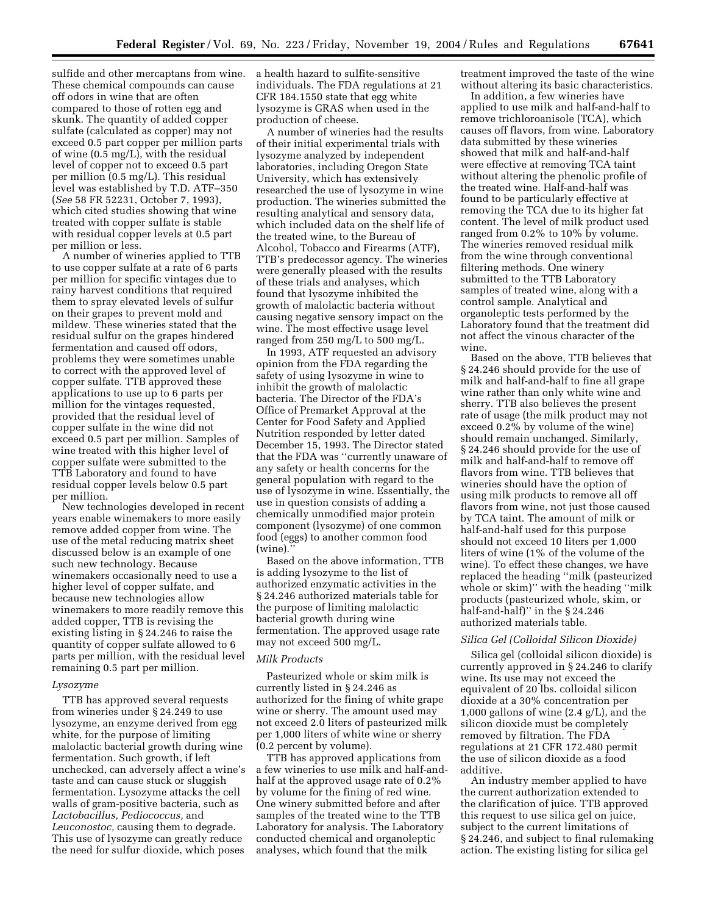sulfide and other mercaptans from wine. These chemical compounds can cause off odors in wine that are often compared to those of rotten egg and skunk. The quantity of added copper sulfate (calculated as copper) may not exceed 0.5 part copper per million parts of wine (0.5 mg/L), with the residual level of copper not to exceed 0.5 part per million (0.5 mg/L). This residual level was established by T.D. ATF–350 (*See* 58 FR 52231, October 7, 1993), which cited studies showing that wine treated with copper sulfate is stable with residual copper levels at 0.5 part per million or less.

A number of wineries applied to TTB to use copper sulfate at a rate of 6 parts per million for specific vintages due to rainy harvest conditions that required them to spray elevated levels of sulfur on their grapes to prevent mold and mildew. These wineries stated that the residual sulfur on the grapes hindered fermentation and caused off odors, problems they were sometimes unable to correct with the approved level of copper sulfate. TTB approved these applications to use up to 6 parts per million for the vintages requested, provided that the residual level of copper sulfate in the wine did not exceed 0.5 part per million. Samples of wine treated with this higher level of copper sulfate were submitted to the TTB Laboratory and found to have residual copper levels below 0.5 part per million.

New technologies developed in recent years enable winemakers to more easily remove added copper from wine. The use of the metal reducing matrix sheet discussed below is an example of one such new technology. Because winemakers occasionally need to use a higher level of copper sulfate, and because new technologies allow winemakers to more readily remove this added copper, TTB is revising the existing listing in § 24.246 to raise the quantity of copper sulfate allowed to 6 parts per million, with the residual level remaining 0.5 part per million.

*Lysozyme*

TTB has approved several requests from wineries under § 24.249 to use lysozyme, an enzyme derived from egg white, for the purpose of limiting malolactic bacterial growth during wine fermentation. Such growth, if left unchecked, can adversely affect a wine's taste and can cause stuck or sluggish fermentation. Lysozyme attacks the cell walls of gram-positive bacteria, such as *Lactobacillus, Pediococcus,* and *Leuconostoc,* causing them to degrade. This use of lysozyme can greatly reduce the need for sulfur dioxide, which poses a health hazard to sulfite-sensitive individuals. The FDA regulations at 21 CFR 184.1550 state that egg white lysozyme is GRAS when used in the production of cheese.

A number of wineries had the results of their initial experimental trials with lysozyme analyzed by independent laboratories, including Oregon State University, which has extensively researched the use of lysozyme in wine production. The wineries submitted the resulting analytical and sensory data, which included data on the shelf life of the treated wine, to the Bureau of Alcohol, Tobacco and Firearms (ATF), TTB's predecessor agency. The wineries were generally pleased with the results of these trials and analyses, which found that lysozyme inhibited the growth of malolactic bacteria without causing negative sensory impact on the wine. The most effective usage level ranged from 250 mg/L to 500 mg/L.

In 1993, ATF requested an advisory opinion from the FDA regarding the safety of using lysozyme in wine to inhibit the growth of malolactic bacteria. The Director of the FDA's Office of Premarket Approval at the Center for Food Safety and Applied Nutrition responded by letter dated December 15, 1993. The Director stated that the FDA was ''currently unaware of any safety or health concerns for the general population with regard to the use of lysozyme in wine. Essentially, the use in question consists of adding a chemically unmodified major protein component (lysozyme) of one common food (eggs) to another common food (wine).''

Based on the above information, TTB is adding lysozyme to the list of authorized enzymatic activities in the § 24.246 authorized materials table for the purpose of limiting malolactic bacterial growth during wine fermentation. The approved usage rate may not exceed 500 mg/L.

*Milk Products*

Pasteurized whole or skim milk is currently listed in § 24.246 as authorized for the fining of white grape wine or sherry. The amount used may not exceed 2.0 liters of pasteurized milk per 1,000 liters of white wine or sherry (0.2 percent by volume).

TTB has approved applications from a few wineries to use milk and half-and-half at the approved usage rate of 0.2% by volume for the fining of red wine. One winery submitted before and after samples of the treated wine to the TTB Laboratory for analysis. The Laboratory conducted chemical and organoleptic analyses, which found that the milk treatment improved the taste of the wine without altering its basic characteristics.

In addition, a few wineries have applied to use milk and half-and-half to remove trichloroanisole (TCA), which causes off flavors, from wine. Laboratory data submitted by these wineries showed that milk and half-and-half were effective at removing TCA taint without altering the phenolic profile of the treated wine. Half-and-half was found to be particularly effective at removing the TCA due to its higher fat content. The level of milk product used ranged from 0.2% to 10% by volume. The wineries removed residual milk from the wine through conventional filtering methods. One winery submitted to the TTB Laboratory samples of treated wine, along with a control sample. Analytical and organoleptic tests performed by the Laboratory found that the treatment did not affect the vinous character of the wine.

Based on the above, TTB believes that § 24.246 should provide for the use of milk and half-and-half to fine all grape wine rather than only white wine and sherry. TTB also believes the present rate of usage (the milk product may not exceed 0.2% by volume of the wine) should remain unchanged. Similarly, § 24.246 should provide for the use of milk and half-and-half to remove off flavors from wine. TTB believes that wineries should have the option of using milk products to remove all off flavors from wine, not just those caused by TCA taint. The amount of milk or half-and-half used for this purpose should not exceed 10 liters per 1,000 liters of wine (1% of the volume of the wine). To effect these changes, we have replaced the heading ''milk (pasteurized whole or skim)'' with the heading ''milk products (pasteurized whole, skim, or half-and-half)'' in the § 24.246 authorized materials table.

*Silica Gel (Colloidal Silicon Dioxide)*

Silica gel (colloidal silicon dioxide) is currently approved in § 24.246 to clarify wine. Its use may not exceed the equivalent of 20 lbs. colloidal silicon dioxide at a 30% concentration per 1,000 gallons of wine (2.4 g/L), and the silicon dioxide must be completely removed by filtration. The FDA regulations at 21 CFR 172.480 permit the use of silicon dioxide as a food additive.

An industry member applied to have the current authorization extended to the clarification of juice. TTB approved this request to use silica gel on juice, subject to the current limitations of § 24.246, and subject to final rulemaking action. The existing listing for silica gel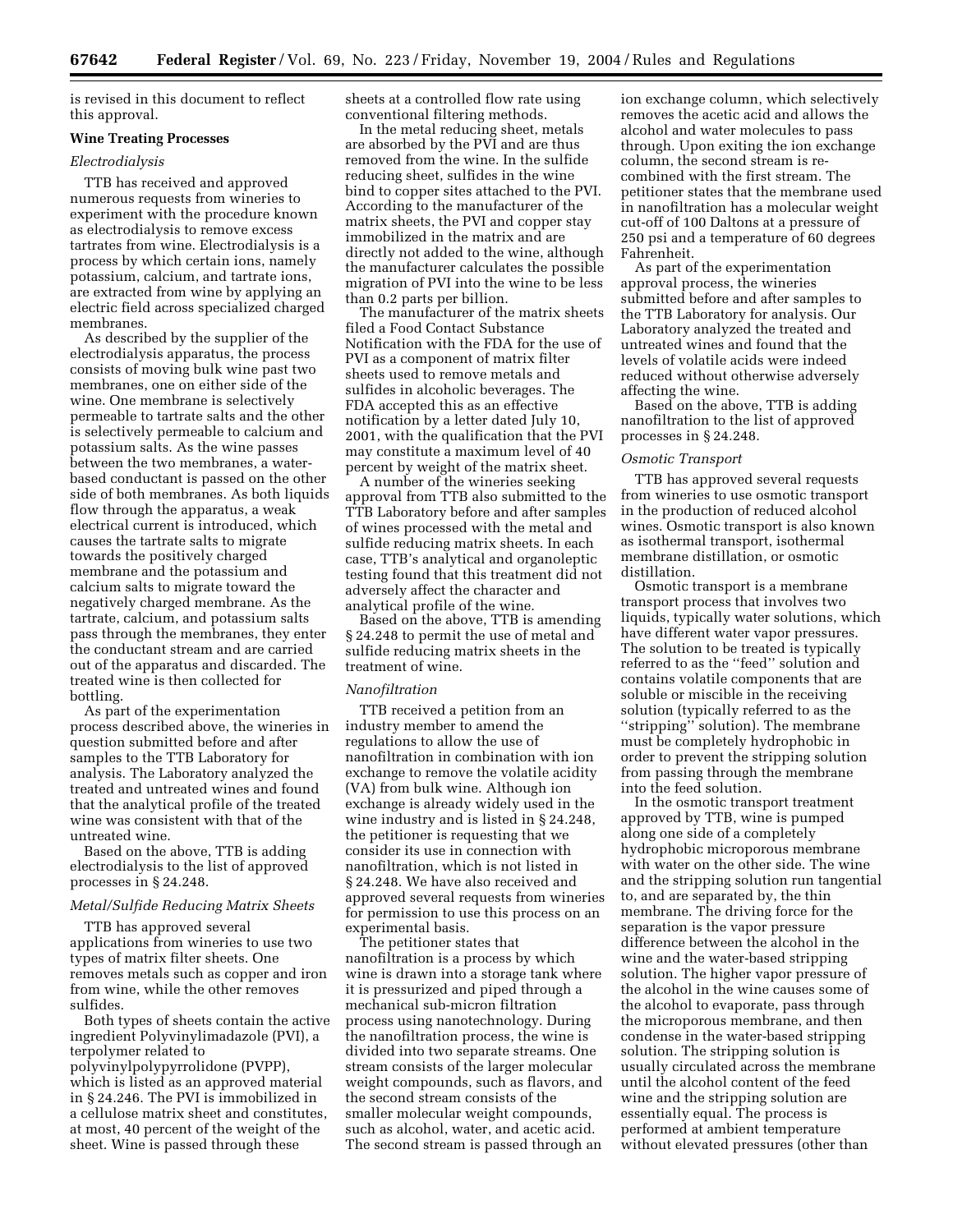is revised in this document to reflect this approval.

**Wine Treating Processes**

*Electrodialysis*

TTB has received and approved numerous requests from wineries to experiment with the procedure known as electrodialysis to remove excess tartrates from wine. Electrodialysis is a process by which certain ions, namely potassium, calcium, and tartrate ions, are extracted from wine by applying an electric field across specialized charged membranes.

As described by the supplier of the electrodialysis apparatus, the process consists of moving bulk wine past two membranes, one on either side of the wine. One membrane is selectively permeable to tartrate salts and the other is selectively permeable to calcium and potassium salts. As the wine passes between the two membranes, a water-based conductant is passed on the other side of both membranes. As both liquids flow through the apparatus, a weak electrical current is introduced, which causes the tartrate salts to migrate towards the positively charged membrane and the potassium and calcium salts to migrate toward the negatively charged membrane. As the tartrate, calcium, and potassium salts pass through the membranes, they enter the conductant stream and are carried out of the apparatus and discarded. The treated wine is then collected for bottling.

As part of the experimentation process described above, the wineries in question submitted before and after samples to the TTB Laboratory for analysis. The Laboratory analyzed the treated and untreated wines and found that the analytical profile of the treated wine was consistent with that of the untreated wine.

Based on the above, TTB is adding electrodialysis to the list of approved processes in § 24.248.

*Metal/Sulfide Reducing Matrix Sheets*

TTB has approved several applications from wineries to use two types of matrix filter sheets. One removes metals such as copper and iron from wine, while the other removes sulfides.

Both types of sheets contain the active ingredient Polyvinylimadazole (PVI), a terpolymer related to polyvinylpolypyrrolidone (PVPP), which is listed as an approved material in § 24.246. The PVI is immobilized in a cellulose matrix sheet and constitutes, at most, 40 percent of the weight of the sheet. Wine is passed through these sheets at a controlled flow rate using conventional filtering methods.

In the metal reducing sheet, metals are absorbed by the PVI and are thus removed from the wine. In the sulfide reducing sheet, sulfides in the wine bind to copper sites attached to the PVI. According to the manufacturer of the matrix sheets, the PVI and copper stay immobilized in the matrix and are directly not added to the wine, although the manufacturer calculates the possible migration of PVI into the wine to be less than 0.2 parts per billion.

The manufacturer of the matrix sheets filed a Food Contact Substance Notification with the FDA for the use of PVI as a component of matrix filter sheets used to remove metals and sulfides in alcoholic beverages. The FDA accepted this as an effective notification by a letter dated July 10, 2001, with the qualification that the PVI may constitute a maximum level of 40 percent by weight of the matrix sheet.

A number of the wineries seeking approval from TTB also submitted to the TTB Laboratory before and after samples of wines processed with the metal and sulfide reducing matrix sheets. In each case, TTB's analytical and organoleptic testing found that this treatment did not adversely affect the character and analytical profile of the wine.

Based on the above, TTB is amending § 24.248 to permit the use of metal and sulfide reducing matrix sheets in the treatment of wine.

*Nanofiltration*

TTB received a petition from an industry member to amend the regulations to allow the use of nanofiltration in combination with ion exchange to remove the volatile acidity (VA) from bulk wine. Although ion exchange is already widely used in the wine industry and is listed in § 24.248, the petitioner is requesting that we consider its use in connection with nanofiltration, which is not listed in § 24.248. We have also received and approved several requests from wineries for permission to use this process on an experimental basis.

The petitioner states that nanofiltration is a process by which wine is drawn into a storage tank where it is pressurized and piped through a mechanical sub-micron filtration process using nanotechnology. During the nanofiltration process, the wine is divided into two separate streams. One stream consists of the larger molecular weight compounds, such as flavors, and the second stream consists of the smaller molecular weight compounds, such as alcohol, water, and acetic acid. The second stream is passed through an ion exchange column, which selectively removes the acetic acid and allows the alcohol and water molecules to pass through. Upon exiting the ion exchange column, the second stream is re-combined with the first stream. The petitioner states that the membrane used in nanofiltration has a molecular weight cut-off of 100 Daltons at a pressure of 250 psi and a temperature of 60 degrees Fahrenheit.

As part of the experimentation approval process, the wineries submitted before and after samples to the TTB Laboratory for analysis. Our Laboratory analyzed the treated and untreated wines and found that the levels of volatile acids were indeed reduced without otherwise adversely affecting the wine.

Based on the above, TTB is adding nanofiltration to the list of approved processes in § 24.248.

*Osmotic Transport*

TTB has approved several requests from wineries to use osmotic transport in the production of reduced alcohol wines. Osmotic transport is also known as isothermal transport, isothermal membrane distillation, or osmotic distillation.

Osmotic transport is a membrane transport process that involves two liquids, typically water solutions, which have different water vapor pressures. The solution to be treated is typically referred to as the "feed" solution and contains volatile components that are soluble or miscible in the receiving solution (typically referred to as the "stripping" solution). The membrane must be completely hydrophobic in order to prevent the stripping solution from passing through the membrane into the feed solution.

In the osmotic transport treatment approved by TTB, wine is pumped along one side of a completely hydrophobic microporous membrane with water on the other side. The wine and the stripping solution run tangential to, and are separated by, the thin membrane. The driving force for the separation is the vapor pressure difference between the alcohol in the wine and the water-based stripping solution. The higher vapor pressure of the alcohol in the wine causes some of the alcohol to evaporate, pass through the microporous membrane, and then condense in the water-based stripping solution. The stripping solution is usually circulated across the membrane until the alcohol content of the feed wine and the stripping solution are essentially equal. The process is performed at ambient temperature without elevated pressures (other than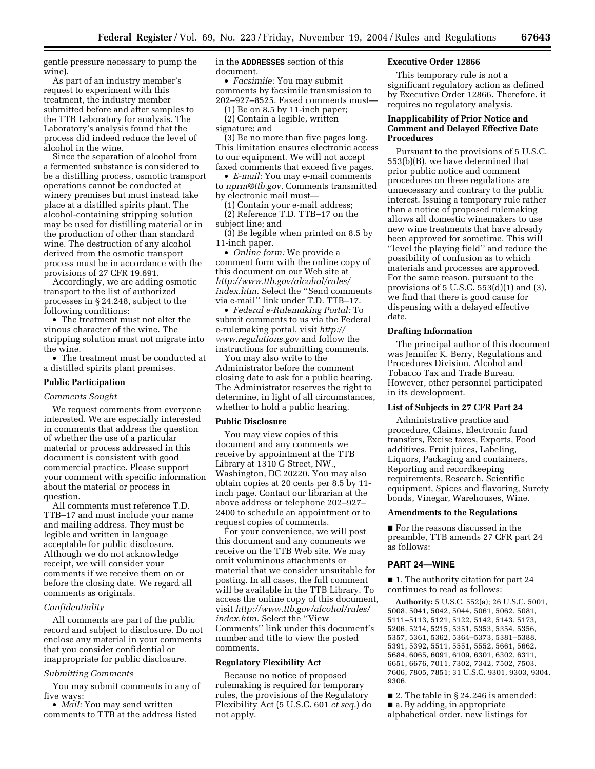gentle pressure necessary to pump the wine).

As part of an industry member's request to experiment with this treatment, the industry member submitted before and after samples to the TTB Laboratory for analysis. The Laboratory's analysis found that the process did indeed reduce the level of alcohol in the wine.

Since the separation of alcohol from a fermented substance is considered to be a distilling process, osmotic transport operations cannot be conducted at winery premises but must instead take place at a distilled spirits plant. The alcohol-containing stripping solution may be used for distilling material or in the production of other than standard wine. The destruction of any alcohol derived from the osmotic transport process must be in accordance with the provisions of 27 CFR 19.691.

Accordingly, we are adding osmotic transport to the list of authorized processes in § 24.248, subject to the following conditions:

- The treatment must not alter the vinous character of the wine. The stripping solution must not migrate into the wine.
- The treatment must be conducted at a distilled spirits plant premises.

## Public Participation

### *Comments Sought*

We request comments from everyone interested. We are especially interested in comments that address the question of whether the use of a particular material or process addressed in this document is consistent with good commercial practice. Please support your comment with specific information about the material or process in question.

All comments must reference T.D. TTB–17 and must include your name and mailing address. They must be legible and written in language acceptable for public disclosure. Although we do not acknowledge receipt, we will consider your comments if we receive them on or before the closing date. We regard all comments as originals.

### *Confidentiality*

All comments are part of the public record and subject to disclosure. Do not enclose any material in your comments that you consider confidential or inappropriate for public disclosure.

### *Submitting Comments*

You may submit comments in any of five ways:

- *Mail:* You may send written comments to TTB at the address listed in the **ADDRESSES** section of this document.
- *Facsimile:* You may submit comments by facsimile transmission to 202–927–8525. Faxed comments must—
  (1) Be on 8.5 by 11-inch paper;
  (2) Contain a legible, written signature; and
  (3) Be no more than five pages long. This limitation ensures electronic access to our equipment. We will not accept faxed comments that exceed five pages.
- *E-mail:* You may e-mail comments to *nprm@ttb.gov.* Comments transmitted by electronic mail must—
  (1) Contain your e-mail address;
  (2) Reference T.D. TTB–17 on the subject line; and
  (3) Be legible when printed on 8.5 by 11-inch paper.
- *Online form:* We provide a comment form with the online copy of this document on our Web site at *http://www.ttb.gov/alcohol/rules/index.htm.* Select the ''Send comments via e-mail'' link under T.D. TTB–17.
- *Federal e-Rulemaking Portal:* To submit comments to us via the Federal e-rulemaking portal, visit *http://www.regulations.gov* and follow the instructions for submitting comments.

You may also write to the Administrator before the comment closing date to ask for a public hearing. The Administrator reserves the right to determine, in light of all circumstances, whether to hold a public hearing.

## Public Disclosure

You may view copies of this document and any comments we receive by appointment at the TTB Library at 1310 G Street, NW., Washington, DC 20220. You may also obtain copies at 20 cents per 8.5 by 11-inch page. Contact our librarian at the above address or telephone 202–927–2400 to schedule an appointment or to request copies of comments.

For your convenience, we will post this document and any comments we receive on the TTB Web site. We may omit voluminous attachments or material that we consider unsuitable for posting. In all cases, the full comment will be available in the TTB Library. To access the online copy of this document, visit *http://www.ttb.gov/alcohol/rules/index.htm.* Select the ''View Comments'' link under this document's number and title to view the posted comments.

## Regulatory Flexibility Act

Because no notice of proposed rulemaking is required for temporary rules, the provisions of the Regulatory Flexibility Act (5 U.S.C. 601 *et seq.*) do not apply.

## Executive Order 12866

This temporary rule is not a significant regulatory action as defined by Executive Order 12866. Therefore, it requires no regulatory analysis.

## Inapplicability of Prior Notice and Comment and Delayed Effective Date Procedures

Pursuant to the provisions of 5 U.S.C. 553(b)(B), we have determined that prior public notice and comment procedures on these regulations are unnecessary and contrary to the public interest. Issuing a temporary rule rather than a notice of proposed rulemaking allows all domestic winemakers to use new wine treatments that have already been approved for sometime. This will ''level the playing field'' and reduce the possibility of confusion as to which materials and processes are approved. For the same reason, pursuant to the provisions of 5 U.S.C. 553(d)(1) and (3), we find that there is good cause for dispensing with a delayed effective date.

## Drafting Information

The principal author of this document was Jennifer K. Berry, Regulations and Procedures Division, Alcohol and Tobacco Tax and Trade Bureau. However, other personnel participated in its development.

## List of Subjects in 27 CFR Part 24

Administrative practice and procedure, Claims, Electronic fund transfers, Excise taxes, Exports, Food additives, Fruit juices, Labeling, Liquors, Packaging and containers, Reporting and recordkeeping requirements, Research, Scientific equipment, Spices and flavoring, Surety bonds, Vinegar, Warehouses, Wine.

## Amendments to the Regulations

■ For the reasons discussed in the preamble, TTB amends 27 CFR part 24 as follows:

## PART 24—WINE

■ 1. The authority citation for part 24 continues to read as follows:

**Authority:** 5 U.S.C. 552(a); 26 U.S.C. 5001, 5008, 5041, 5042, 5044, 5061, 5062, 5081, 5111–5113, 5121, 5122, 5142, 5143, 5173, 5206, 5214, 5215, 5351, 5353, 5354, 5356, 5357, 5361, 5362, 5364–5373, 5381–5388, 5391, 5392, 5511, 5551, 5552, 5661, 5662, 5684, 6065, 6091, 6109, 6301, 6302, 6311, 6651, 6676, 7011, 7302, 7342, 7502, 7503, 7606, 7805, 7851; 31 U.S.C. 9301, 9303, 9304, 9306.

■ 2. The table in § 24.246 is amended:

■ a. By adding, in appropriate alphabetical order, new listings for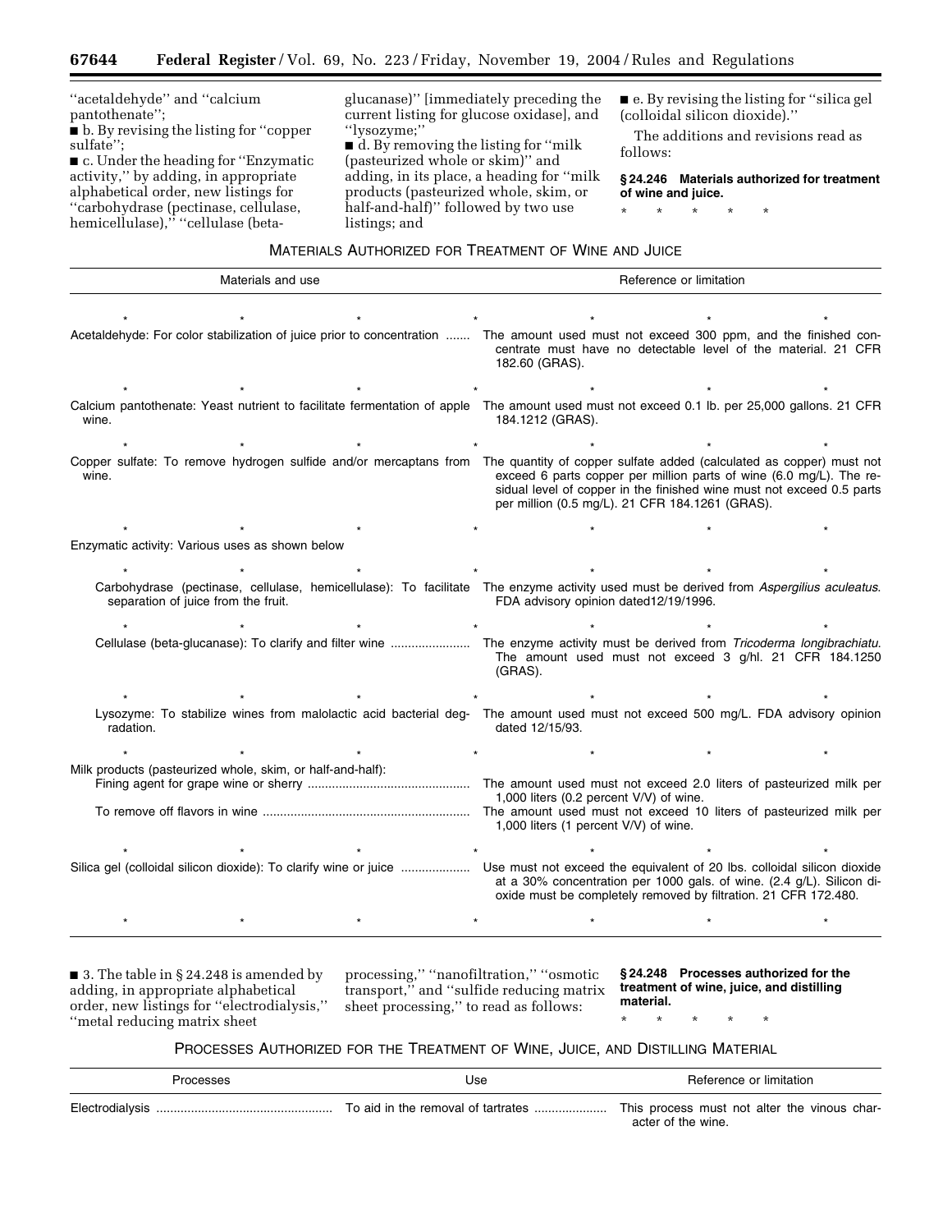"acetaldehyde" and "calcium pantothenate";

■ b. By revising the listing for "copper sulfate";

■ c. Under the heading for "Enzymatic activity," by adding, in appropriate alphabetical order, new listings for "carbohydrase (pectinase, cellulase, hemicellulase)," "cellulase (beta-glucanase)" [immediately preceding the current listing for glucose oxidase], and "lysozyme;"

■ d. By removing the listing for "milk (pasteurized whole or skim)" and adding, in its place, a heading for "milk products (pasteurized whole, skim, or half-and-half)" followed by two use listings; and

■ e. By revising the listing for "silica gel (colloidal silicon dioxide)."

The additions and revisions read as follows:

**§ 24.246 Materials authorized for treatment of wine and juice.**

\* \* \* \* \*

MATERIALS AUTHORIZED FOR TREATMENT OF WINE AND JUICE

| Materials and use | Reference or limitation |
|---|---|
| \* \* \* \* | \* \* \* |
| Acetaldehyde: For color stabilization of juice prior to concentration | The amount used must not exceed 300 ppm, and the finished concentrate must have no detectable level of the material. 21 CFR 182.60 (GRAS). |
| \* \* \* \* | \* \* \* |
| Calcium pantothenate: Yeast nutrient to facilitate fermentation of apple wine. | The amount used must not exceed 0.1 lb. per 25,000 gallons. 21 CFR 184.1212 (GRAS). |
| \* \* \* \* | \* \* \* |
| Copper sulfate: To remove hydrogen sulfide and/or mercaptans from wine. | The quantity of copper sulfate added (calculated as copper) must not exceed 6 parts copper per million parts of wine (6.0 mg/L). The residual level of copper in the finished wine must not exceed 0.5 parts per million (0.5 mg/L). 21 CFR 184.1261 (GRAS). |
| \* \* \* \* | \* \* \* |
| Enzymatic activity: Various uses as shown below | |
| \* \* \* \* | \* \* \* |
| Carbohydrase (pectinase, cellulase, hemicellulase): To facilitate separation of juice from the fruit. | The enzyme activity used must be derived from *Aspergilius aculeatus*. FDA advisory opinion dated12/19/1996. |
| \* \* \* \* | \* \* \* |
| Cellulase (beta-glucanase): To clarify and filter wine | The enzyme activity must be derived from *Tricoderma longibrachiatu*. The amount used must not exceed 3 g/hl. 21 CFR 184.1250 (GRAS). |
| \* \* \* \* | \* \* \* |
| Lysozyme: To stabilize wines from malolactic acid bacterial degradation. | The amount used must not exceed 500 mg/L. FDA advisory opinion dated 12/15/93. |
| \* \* \* \* | \* \* \* |
| Milk products (pasteurized whole, skim, or half-and-half): | |
| Fining agent for grape wine or sherry | The amount used must not exceed 2.0 liters of pasteurized milk per 1,000 liters (0.2 percent V/V) of wine. |
| To remove off flavors in wine | The amount used must not exceed 10 liters of pasteurized milk per 1,000 liters (1 percent V/V) of wine. |
| \* \* \* \* | \* \* \* |
| Silica gel (colloidal silicon dioxide): To clarify wine or juice | Use must not exceed the equivalent of 20 lbs. colloidal silicon dioxide at a 30% concentration per 1000 gals. of wine. (2.4 g/L). Silicon dioxide must be completely removed by filtration. 21 CFR 172.480. |
| \* \* \* \* | \* \* \* |

■ 3. The table in § 24.248 is amended by adding, in appropriate alphabetical order, new listings for "electrodialysis," "metal reducing matrix sheet processing," "nanofiltration," "osmotic transport," and "sulfide reducing matrix sheet processing," to read as follows:

**§ 24.248 Processes authorized for the treatment of wine, juice, and distilling material.**

\* \* \* \* \*

PROCESSES AUTHORIZED FOR THE TREATMENT OF WINE, JUICE, AND DISTILLING MATERIAL

| Processes | Use | Reference or limitation |
|---|---|---|
| Electrodialysis | To aid in the removal of tartrates | This process must not alter the vinous character of the wine. |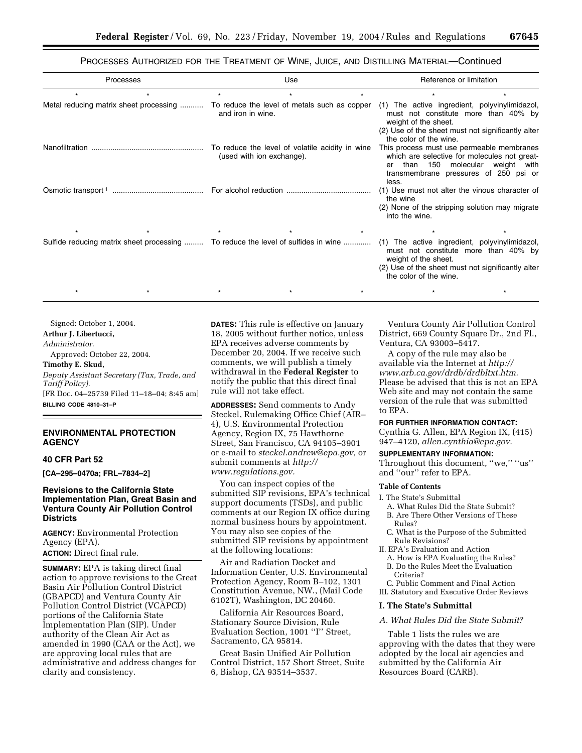PROCESSES AUTHORIZED FOR THE TREATMENT OF WINE, JUICE, AND DISTILLING MATERIAL—Continued

| Processes | Use | Reference or limitation |
| --- | --- | --- |
| * * | * * * | * * |
| Metal reducing matrix sheet processing | To reduce the level of metals such as copper and iron in wine. | (1) The active ingredient, polyvinylimidazol, must not constitute more than 40% by weight of the sheet. (2) Use of the sheet must not significantly alter the color of the wine. |
| Nanofiltration | To reduce the level of volatile acidity in wine (used with ion exchange). | This process must use permeable membranes which are selective for molecules not greater than 150 molecular weight with transmembrane pressures of 250 psi or less. |
| Osmotic transport [1] | For alcohol reduction | (1) Use must not alter the vinous character of the wine (2) None of the stripping solution may migrate into the wine. |
| * * | * * * | * * |
| Sulfide reducing matrix sheet processing | To reduce the level of sulfides in wine | (1) The active ingredient, polyvinylimidazol, must not constitute more than 40% by weight of the sheet. (2) Use of the sheet must not significantly alter the color of the wine. |
| * * | * * * | * * |

Signed: October 1, 2004.

**Arthur J. Libertucci,**

*Administrator.*

Approved: October 22, 2004.

**Timothy E. Skud,**

*Deputy Assistant Secretary (Tax, Trade, and Tariff Policy).*

[FR Doc. 04–25739 Filed 11–18–04; 8:45 am]

**BILLING CODE 4810–31–P**

## ENVIRONMENTAL PROTECTION AGENCY

### 40 CFR Part 52

**[CA–295–0470a; FRL–7834–2]**

### Revisions to the California State Implementation Plan, Great Basin and Ventura County Air Pollution Control Districts

**AGENCY:** Environmental Protection Agency (EPA).

**ACTION:** Direct final rule.

**SUMMARY:** EPA is taking direct final action to approve revisions to the Great Basin Air Pollution Control District (GBAPCD) and Ventura County Air Pollution Control District (VCAPCD) portions of the California State Implementation Plan (SIP). Under authority of the Clean Air Act as amended in 1990 (CAA or the Act), we are approving local rules that are administrative and address changes for clarity and consistency.

**DATES:** This rule is effective on January 18, 2005 without further notice, unless EPA receives adverse comments by December 20, 2004. If we receive such comments, we will publish a timely withdrawal in the **Federal Register** to notify the public that this direct final rule will not take effect.

**ADDRESSES:** Send comments to Andy Steckel, Rulemaking Office Chief (AIR–4), U.S. Environmental Protection Agency, Region IX, 75 Hawthorne Street, San Francisco, CA 94105–3901 or e-mail to *steckel.andrew@epa.gov,* or submit comments at *http://www.regulations.gov.*

You can inspect copies of the submitted SIP revisions, EPA's technical support documents (TSDs), and public comments at our Region IX office during normal business hours by appointment. You may also see copies of the submitted SIP revisions by appointment at the following locations:

Air and Radiation Docket and Information Center, U.S. Environmental Protection Agency, Room B–102, 1301 Constitution Avenue, NW., (Mail Code 6102T), Washington, DC 20460.

California Air Resources Board, Stationary Source Division, Rule Evaluation Section, 1001 ''I'' Street, Sacramento, CA 95814.

Great Basin Unified Air Pollution Control District, 157 Short Street, Suite 6, Bishop, CA 93514–3537.

Ventura County Air Pollution Control District, 669 County Square Dr., 2nd Fl., Ventura, CA 93003–5417.

A copy of the rule may also be available via the Internet at *http://www.arb.ca.gov/drdb/drdbltxt.htm.* Please be advised that this is not an EPA Web site and may not contain the same version of the rule that was submitted to EPA.

**FOR FURTHER INFORMATION CONTACT:** Cynthia G. Allen, EPA Region IX, (415) 947–4120, *allen.cynthia@epa.gov.*

**SUPPLEMENTARY INFORMATION:** Throughout this document, ''we,'' ''us'' and ''our'' refer to EPA.

**Table of Contents**

- I. The State's Submittal
  - A. What Rules Did the State Submit?
  - B. Are There Other Versions of These Rules?
  - C. What is the Purpose of the Submitted Rule Revisions?
- II. EPA's Evaluation and Action
  - A. How is EPA Evaluating the Rules?
  - B. Do the Rules Meet the Evaluation Criteria?
  - C. Public Comment and Final Action
- III. Statutory and Executive Order Reviews

### I. The State's Submittal

#### *A. What Rules Did the State Submit?*

Table 1 lists the rules we are approving with the dates that they were adopted by the local air agencies and submitted by the California Air Resources Board (CARB).